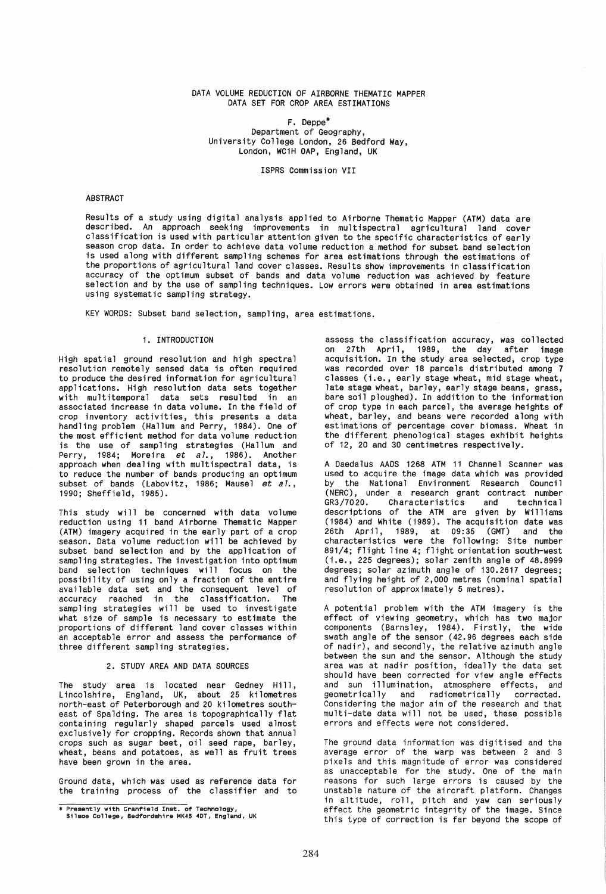# DATA VOLUME REDUCTION OF AIRBORNE THEMATIC MAPPER DATA SET FOR CROP AREA ESTIMATIONS

F. Deppe*
Department of Geography,
University College London, 26 Bedford Way,
London, WC1H 0AP, England, UK

ISPRS Commission VII

## ABSTRACT

Results of a study using digital analysis applied to Airborne Thematic Mapper (ATM) data are described. An approach seeking improvements in multispectral agricultural land cover classification is used with particular attention given to the specific characteristics of early season crop data. In order to achieve data volume reduction a method for subset band selection is used along with different sampling schemes for area estimations through the estimations of the proportions of agricultural land cover classes. Results show improvements in classification accuracy of the optimum subset of bands and data volume reduction was achieved by feature selection and by the use of sampling techniques. Low errors were obtained in area estimations using systematic sampling strategy.

KEY WORDS: Subset band selection, sampling, area estimations.

## 1. INTRODUCTION

High spatial ground resolution and high spectral resolution remotely sensed data is often required to produce the desired information for agricultural applications. High resolution data sets together with multitemporal data sets resulted in an associated increase in data volume. In the field of crop inventory activities, this presents a data handling problem (Hallum and Perry, 1984). One of the most efficient method for data volume reduction is the use of sampling strategies (Hallum and Perry, 1984; Moreira *et al.*, 1986). Another approach when dealing with multispectral data, is to reduce the number of bands producing an optimum subset of bands (Labovitz, 1986; Mausel *et al.*, 1990; Sheffield, 1985).

This study will be concerned with data volume reduction using 11 band Airborne Thematic Mapper (ATM) imagery acquired in the early part of a crop season. Data volume reduction will be achieved by subset band selection and by the application of sampling strategies. The investigation into optimum band selection techniques will focus on the possibility of using only a fraction of the entire available data set and the consequent level of accuracy reached in the classification. The sampling strategies will be used to investigate what size of sample is necessary to estimate the proportions of different land cover classes within an acceptable error and assess the performance of three different sampling strategies.

## 2. STUDY AREA AND DATA SOURCES

The study area is located near Gedney Hill, Lincolshire, England, UK, about 25 kilometres north-east of Peterborough and 20 kilometres south-east of Spalding. The area is topographically flat containing regularly shaped parcels used almost exclusively for cropping. Records shown that annual crops such as sugar beet, oil seed rape, barley, wheat, beans and potatoes, as well as fruit trees have been grown in the area.

Ground data, which was used as reference data for the training process of the classifier and to assess the classification accuracy, was collected on 27th April, 1989, the day after image acquisition. In the study area selected, crop type was recorded over 18 parcels distributed among 7 classes (i.e., early stage wheat, mid stage wheat, late stage wheat, barley, early stage beans, grass, bare soil ploughed). In addition to the information of crop type in each parcel, the average heights of wheat, barley, and beans were recorded along with estimations of percentage cover biomass. Wheat in the different phenological stages exhibit heights of 12, 20 and 30 centimetres respectively.

A Daedalus AADS 1268 ATM 11 Channel Scanner was used to acquire the image data which was provided by the National Environment Research Council (NERC), under a research grant contract number GR3/7020. Characteristics and technical descriptions of the ATM are given by Williams (1984) and White (1989). The acquisition date was 26th April, 1989, at 09:35 (GMT) and the characteristics were the following: Site number 891/4; flight line 4; flight orientation south-west (i.e., 225 degrees); solar zenith angle of 48.8999 degrees; solar azimuth angle of 130.2617 degrees; and flying height of 2,000 metres (nominal spatial resolution of approximately 5 metres).

A potential problem with the ATM imagery is the effect of viewing geometry, which has two major components (Barnsley, 1984). Firstly, the wide swath angle of the sensor (42.96 degrees each side of nadir), and secondly, the relative azimuth angle between the sun and the sensor. Although the study area was at nadir position, ideally the data set should have been corrected for view angle effects and sun illumination, atmosphere effects, and geometrically and radiometrically corrected. Considering the major aim of the research and that multi-date data will not be used, these possible errors and effects were not considered.

The ground data information was digitised and the average error of the warp was between 2 and 3 pixels and this magnitude of error was considered as unacceptable for the study. One of the main reasons for such large errors is caused by the unstable nature of the aircraft platform. Changes in altitude, roll, pitch and yaw can seriously effect the geometric integrity of the image. Since this type of correction is far beyond the scope of

---

\* Presently with Cranfield Inst. of Technology, Silsoe College, Bedfordshire MK45 4DT, England, UK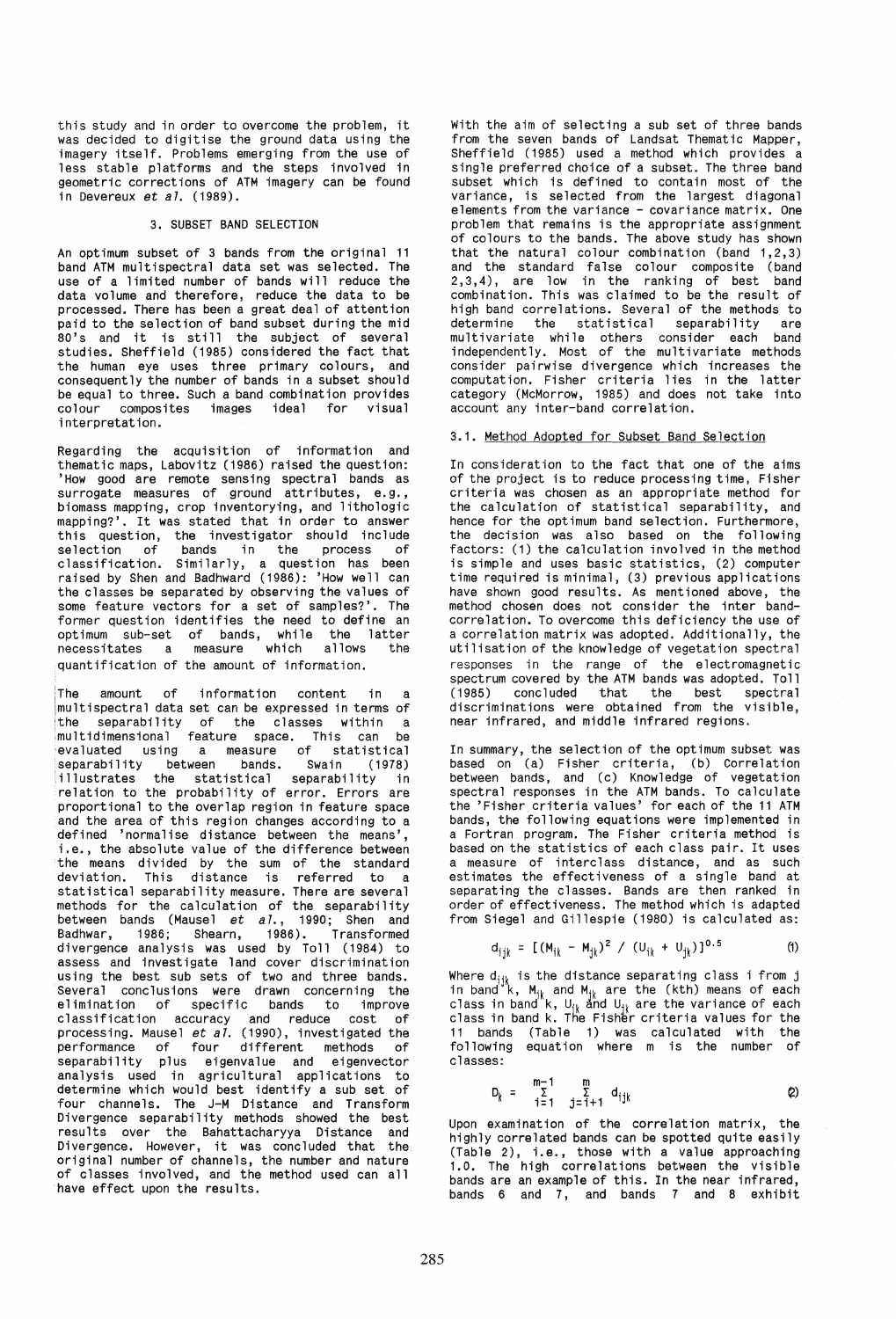this study and in order to overcome the problem, it was decided to digitise the ground data using the imagery itself. Problems emerging from the use of less stable platforms and the steps involved in geometric corrections of ATM imagery can be found in Devereux *et al.* (1989).

## 3. SUBSET BAND SELECTION

An optimum subset of 3 bands from the original 11 band ATM multispectral data set was selected. The use of a limited number of bands will reduce the data volume and therefore, reduce the data to be processed. There has been a great deal of attention paid to the selection of band subset during the mid 80's and it is still the subject of several studies. Sheffield (1985) considered the fact that the human eye uses three primary colours, and consequently the number of bands in a subset should be equal to three. Such a band combination provides colour composites images ideal for visual interpretation.

Regarding the acquisition of information and thematic maps, Labovitz (1986) raised the question: 'How good are remote sensing spectral bands as surrogate measures of ground attributes, e.g., biomass mapping, crop inventorying, and lithologic mapping?'. It was stated that in order to answer this question, the investigator should include selection of bands in the process of classification. Similarly, a question has been raised by Shen and Badhward (1986): 'How well can the classes be separated by observing the values of some feature vectors for a set of samples?'. The former question identifies the need to define an optimum sub-set of bands, while the latter necessitates a measure which allows the quantification of the amount of information.

The amount of information content in a multispectral data set can be expressed in terms of the separability of the classes within a multidimensional feature space. This can be evaluated using a measure of statistical separability between bands. Swain (1978) illustrates the statistical separability in relation to the probability of error. Errors are proportional to the overlap region in feature space and the area of this region changes according to a defined 'normalise distance between the means', i.e., the absolute value of the difference between the means divided by the sum of the standard deviation. This distance is referred to a statistical separability measure. There are several methods for the calculation of the separability between bands (Mausel *et al.*, 1990; Shen and Badhwar, 1986; Shearn, 1986). Transformed divergence analysis was used by Toll (1984) to assess and investigate land cover discrimination using the best sub sets of two and three bands. Several conclusions were drawn concerning the elimination of specific bands to improve classification accuracy and reduce cost of processing. Mausel *et al.* (1990), investigated the performance of four different methods of separability plus eigenvalue and eigenvector analysis used in agricultural applications to determine which would best identify a sub set of four channels. The J-M Distance and Transform Divergence separability methods showed the best results over the Bahattacharyya Distance and Divergence. However, it was concluded that the original number of channels, the number and nature of classes involved, and the method used can all have effect upon the results.

With the aim of selecting a sub set of three bands from the seven bands of Landsat Thematic Mapper, Sheffield (1985) used a method which provides a single preferred choice of a subset. The three band subset which is defined to contain most of the variance, is selected from the largest diagonal elements from the variance - covariance matrix. One problem that remains is the appropriate assignment of colours to the bands. The above study has shown that the natural colour combination (band 1,2,3) and the standard false colour composite (band 2,3,4), are low in the ranking of best band combination. This was claimed to be the result of high band correlations. Several of the methods to determine the statistical separability are multivariate while others consider each band independently. Most of the multivariate methods consider pairwise divergence which increases the computation. Fisher criteria lies in the latter category (McMorrow, 1985) and does not take into account any inter-band correlation.

### 3.1. Method Adopted for Subset Band Selection

In consideration to the fact that one of the aims of the project is to reduce processing time, Fisher criteria was chosen as an appropriate method for the calculation of statistical separability, and hence for the optimum band selection. Furthermore, the decision was also based on the following factors: (1) the calculation involved in the method is simple and uses basic statistics, (2) computer time required is minimal, (3) previous applications have shown good results. As mentioned above, the method chosen does not consider the inter band-correlation. To overcome this deficiency the use of a correlation matrix was adopted. Additionally, the utilisation of the knowledge of vegetation spectral responses in the range of the electromagnetic spectrum covered by the ATM bands was adopted. Toll (1985) concluded that the best spectral discriminations were obtained from the visible, near infrared, and middle infrared regions.

In summary, the selection of the optimum subset was based on (a) Fisher criteria, (b) Correlation between bands, and (c) Knowledge of vegetation spectral responses in the ATM bands. To calculate the 'Fisher criteria values' for each of the 11 ATM bands, the following equations were implemented in a Fortran program. The Fisher criteria method is based on the statistics of each class pair. It uses a measure of interclass distance, and as such estimates the effectiveness of a single band at separating the classes. Bands are then ranked in order of effectiveness. The method which is adapted from Siegel and Gillespie (1980) is calculated as:

$$d_{ijk} = [(M_{ik} - M_{jk})^2 / (U_{ik} + U_{jk})]^{0.5} \qquad (1)$$

Where $d_{ijk}$ is the distance separating class i from j in band k, $M_{ik}$ and $M_{jk}$ are the (kth) means of each class in band k, $U_{ik}$ and $U_{jk}$ are the variance of each class in band k. The Fisher criteria values for the 11 bands (Table 1) was calculated with the following equation where m is the number of classes:

$$D_k = \sum_{i=1}^{m-1} \sum_{j=i+1}^{m} d_{ijk} \qquad (2)$$

Upon examination of the correlation matrix, the highly correlated bands can be spotted quite easily (Table 2), i.e., those with a value approaching 1.0. The high correlations between the visible bands are an example of this. In the near infrared, bands 6 and 7, and bands 7 and 8 exhibit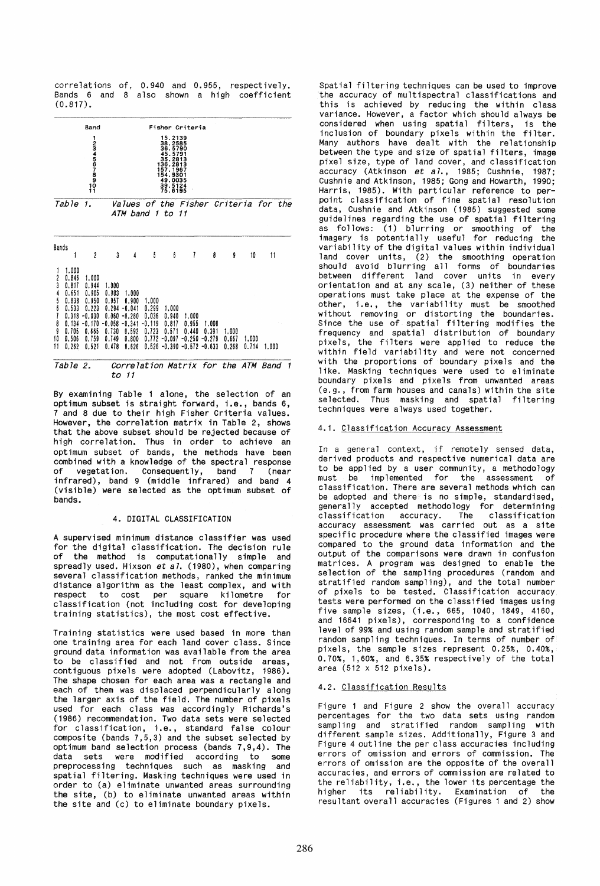correlations of, 0.940 and 0.955, respectively. Bands 6 and 8 also shown a high coefficient (0.817).

| Band | Fisher Criteria |
|---|---|
| 1 | 15.2139 |
| 2 | 38.2585 |
| 3 | 36.5790 |
| 4 | 45.5791 |
| 5 | 35.2813 |
| 6 | 136.2813 |
| 7 | 157.1967 |
| 8 | 154.9301 |
| 9 | 49.0035 |
| 10 | 39.5124 |
| 11 | 75.6195 |

*Table 1. Values of the Fisher Criteria for the ATM band 1 to 11*

| Bands | 1 | 2 | 3 | 4 | 5 | 6 | 7 | 8 | 9 | 10 | 11 |
|---|---|---|---|---|---|---|---|---|---|---|---|
| 1 | 1.000 | | | | | | | | | | |
| 2 | 0.846 | 1.000 | | | | | | | | | |
| 3 | 0.817 | 0.944 | 1.000 | | | | | | | | |
| 4 | 0.651 | 0.905 | 0.903 | 1.000 | | | | | | | |
| 5 | 0.838 | 0.950 | 0.957 | 0.900 | 1.000 | | | | | | |
| 6 | 0.533 | 0.223 | 0.294 | -0.041 | 0.299 | 1.000 | | | | | |
| 7 | 0.318 | -0.030 | 0.060 | -0.260 | 0.036 | 0.940 | 1.000 | | | | |
| 8 | 0.134 | -0.170 | -0.058 | -0.341 | -0.119 | 0.817 | 0.955 | 1.000 | | | |
| 9 | 0.705 | 0.665 | 0.730 | 0.592 | 0.723 | 0.571 | 0.440 | 0.391 | 1.000 | | |
| 10 | 0.506 | 0.759 | 0.749 | 0.800 | 0.772 | -0.097 | -0.250 | -0.279 | 0.667 | 1.000 | |
| 11 | 0.262 | 0.521 | 0.478 | 0.626 | 0.526 | -0.390 | -0.572 | -0.633 | 0.268 | 0.714 | 1.000 |

*Table 2. Correlation Matrix for the ATM Band 1 to 11*

By examining Table 1 alone, the selection of an optimum subset is straight forward, i.e., bands 6, 7 and 8 due to their high Fisher Criteria values. However, the correlation matrix in Table 2, shows that the above subset should be rejected because of high correlation. Thus in order to achieve an optimum subset of bands, the methods have been combined with a knowledge of the spectral response of vegetation. Consequently, band 7 (near infrared), band 9 (middle infrared) and band 4 (visible) were selected as the optimum subset of bands.

## 4. DIGITAL CLASSIFICATION

A supervised minimum distance classifier was used for the digital classification. The decision rule of the method is computationally simple and spreadly used. Hixson *et al.* (1980), when comparing several classification methods, ranked the minimum distance algorithm as the least complex, and with respect to cost per square kilometre for classification (not including cost for developing training statistics), the most cost effective.

Training statistics were used based in more than one training area for each land cover class. Since ground data information was available from the area to be classified and not from outside areas, contiguous pixels were adopted (Labovitz, 1986). The shape chosen for each area was a rectangle and each of them was displaced perpendicularly along the larger axis of the field. The number of pixels used for each class was accordingly Richards's (1986) recommendation. Two data sets were selected for classification, i.e., standard false colour composite (bands 7,5,3) and the subset selected by optimum band selection process (bands 7,9,4). The data sets were modified according to some preprocessing techniques such as masking and spatial filtering. Masking techniques were used in order to (a) eliminate unwanted areas surrounding the site, (b) to eliminate unwanted areas within the site and (c) to eliminate boundary pixels.

Spatial filtering techniques can be used to improve the accuracy of multispectral classifications and this is achieved by reducing the within class variance. However, a factor which should always be considered when using spatial filters, is the inclusion of boundary pixels within the filter. Many authors have dealt with the relationship between the type and size of spatial filters, image pixel size, type of land cover, and classification accuracy (Atkinson *et al.*, 1985; Cushnie, 1987; Cushnie and Atkinson, 1985; Gong and Howarth, 1990; Harris, 1985). With particular reference to per-point classification of fine spatial resolution data, Cushnie and Atkinson (1985) suggested some guidelines regarding the use of spatial filtering as follows: (1) blurring or smoothing of the imagery is potentially useful for reducing the variability of the digital values within individual land cover units, (2) the smoothing operation should avoid blurring all forms of boundaries between different land cover units in every orientation and at any scale, (3) neither of these operations must take place at the expense of the other, i.e., the variability must be smoothed without removing or distorting the boundaries. Since the use of spatial filtering modifies the frequency and spatial distribution of boundary pixels, the filters were applied to reduce the within field variability and were not concerned with the proportions of boundary pixels and the like. Masking techniques were used to eliminate boundary pixels and pixels from unwanted areas (e.g., from farm houses and canals) within the site selected. Thus masking and spatial filtering techniques were always used together.

### 4.1. Classification Accuracy Assessment

In a general context, if remotely sensed data, derived products and respective numerical data are to be applied by a user community, a methodology must be implemented for the assessment of classification. There are several methods which can be adopted and there is no simple, standardised, generally accepted methodology for determining classification accuracy. The classification accuracy assessment was carried out as a site specific procedure where the classified images were compared to the ground data information and the output of the comparisons were drawn in confusion matrices. A program was designed to enable the selection of the sampling procedures (random and stratified random sampling), and the total number of pixels to be tested. Classification accuracy tests were performed on the classified images using five sample sizes, (i.e., 665, 1040, 1849, 4160, and 16641 pixels), corresponding to a confidence level of 99% and using random sample and stratified random sampling techniques. In terms of number of pixels, the sample sizes represent 0.25%, 0.40%, 0.70%, 1,60%, and 6.35% respectively of the total area (512 x 512 pixels).

### 4.2. Classification Results

Figure 1 and Figure 2 show the overall accuracy percentages for the two data sets using random sampling and stratified random sampling with different sample sizes. Additionally, Figure 3 and Figure 4 outline the per class accuracies including errors of omission and errors of commission. The errors of omission are the opposite of the overall accuracies, and errors of commission are related to the reliability, i.e., the lower its percentage the higher its reliability. Examination of the resultant overall accuracies (Figures 1 and 2) show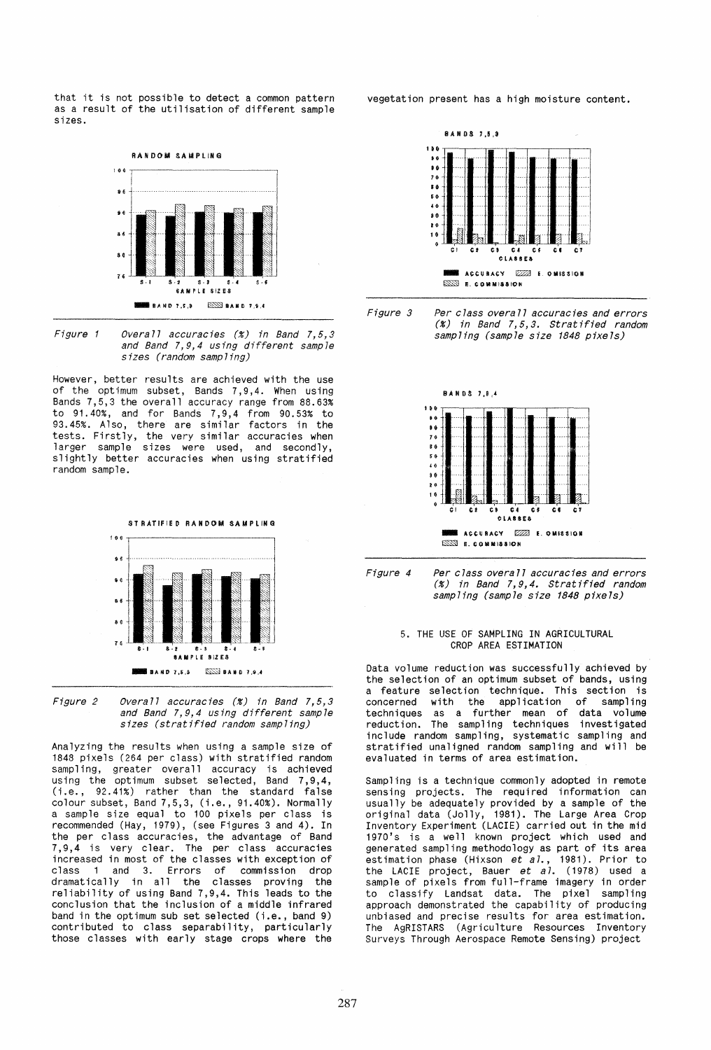that it is not possible to detect a common pattern as a result of the utilisation of different sample sizes.

*Figure 1 Overall accuracies (%) in Band 7,5,3 and Band 7,9,4 using different sample sizes (random sampling)*

However, better results are achieved with the use of the optimum subset, Bands 7,9,4. When using Bands 7,5,3 the overall accuracy range from 88.63% to 91.40%, and for Bands 7,9,4 from 90.53% to 93.45%. Also, there are similar factors in the tests. Firstly, the very similar accuracies when larger sample sizes were used, and secondly, slightly better accuracies when using stratified random sample.

*Figure 2 Overall accuracies (%) in Band 7,5,3 and Band 7,9,4 using different sample sizes (stratified random sampling)*

Analyzing the results when using a sample size of 1848 pixels (264 per class) with stratified random sampling, greater overall accuracy is achieved using the optimum subset selected, Band 7,9,4, (i.e., 92.41%) rather than the standard false colour subset, Band 7,5,3, (i.e., 91.40%). Normally a sample size equal to 100 pixels per class is recommended (Hay, 1979), (see Figures 3 and 4). In the per class accuracies, the advantage of Band 7,9,4 is very clear. The per class accuracies increased in most of the classes with exception of class 1 and 3. Errors of commission drop dramatically in all the classes proving the reliability of using Band 7,9,4. This leads to the conclusion that the inclusion of a middle infrared band in the optimum sub set selected (i.e., band 9) contributed to class separability, particularly those classes with early stage crops where the vegetation present has a high moisture content.

*Figure 3 Per class overall accuracies and errors (%) in Band 7,5,3. Stratified random sampling (sample size 1848 pixels)*

*Figure 4 Per class overall accuracies and errors (%) in Band 7,9,4. Stratified random sampling (sample size 1848 pixels)*

## 5. THE USE OF SAMPLING IN AGRICULTURAL CROP AREA ESTIMATION

Data volume reduction was successfully achieved by the selection of an optimum subset of bands, using a feature selection technique. This section is concerned with the application of sampling techniques as a further mean of data volume reduction. The sampling techniques investigated include random sampling, systematic sampling and stratified unaligned random sampling and will be evaluated in terms of area estimation.

Sampling is a technique commonly adopted in remote sensing projects. The required information can usually be adequately provided by a sample of the original data (Jolly, 1981). The Large Area Crop Inventory Experiment (LACIE) carried out in the mid 1970's is a well known project which used and generated sampling methodology as part of its area estimation phase (Hixson *et al.*, 1981). Prior to the LACIE project, Bauer *et al.* (1978) used a sample of pixels from full-frame imagery in order to classify Landsat data. The pixel sampling approach demonstrated the capability of producing unbiased and precise results for area estimation. The AgRISTARS (Agriculture Resources Inventory Surveys Through Aerospace Remote Sensing) project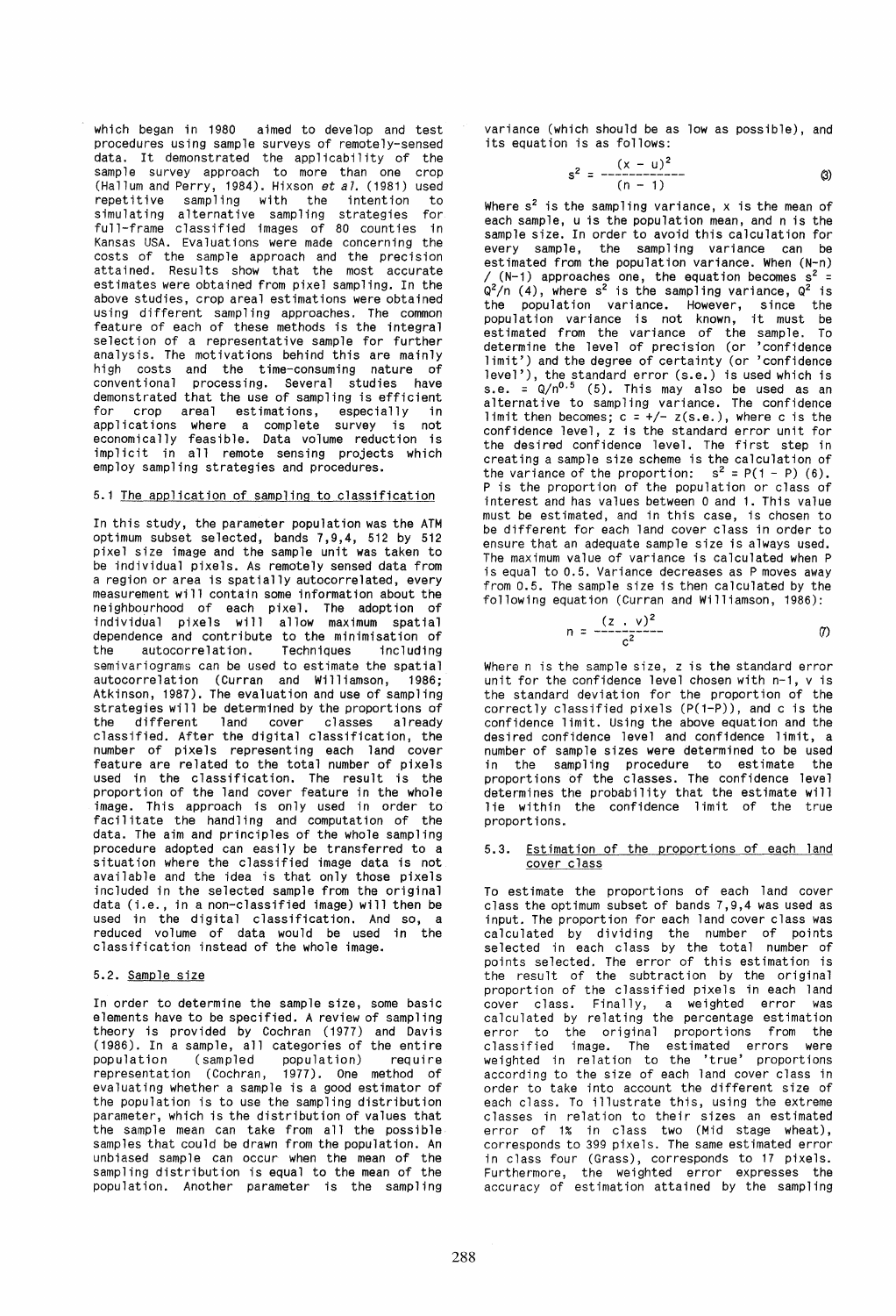which began in 1980 aimed to develop and test procedures using sample surveys of remotely-sensed data. It demonstrated the applicability of the sample survey approach to more than one crop (Hallum and Perry, 1984). Hixson *et al.* (1981) used repetitive sampling with the intention to simulating alternative sampling strategies for full-frame classified images of 80 counties in Kansas USA. Evaluations were made concerning the costs of the sample approach and the precision attained. Results show that the most accurate estimates were obtained from pixel sampling. In the above studies, crop areal estimations were obtained using different sampling approaches. The common feature of each of these methods is the integral selection of a representative sample for further analysis. The motivations behind this are mainly high costs and the time-consuming nature of conventional processing. Several studies have demonstrated that the use of sampling is efficient for crop areal estimations, especially in applications where a complete survey is not economically feasible. Data volume reduction is implicit in all remote sensing projects which employ sampling strategies and procedures.

### 5.1 The application of sampling to classification

In this study, the parameter population was the ATM optimum subset selected, bands 7,9,4, 512 by 512 pixel size image and the sample unit was taken to be individual pixels. As remotely sensed data from a region or area is spatially autocorrelated, every measurement will contain some information about the neighbourhood of each pixel. The adoption of individual pixels will allow maximum spatial dependence and contribute to the minimisation of the autocorrelation. Techniques including semivariograms can be used to estimate the spatial autocorrelation (Curran and Williamson, 1986; Atkinson, 1987). The evaluation and use of sampling strategies will be determined by the proportions of the different land cover classes already classified. After the digital classification, the number of pixels representing each land cover feature are related to the total number of pixels used in the classification. The result is the proportion of the land cover feature in the whole image. This approach is only used in order to facilitate the handling and computation of the data. The aim and principles of the whole sampling procedure adopted can easily be transferred to a situation where the classified image data is not available and the idea is that only those pixels included in the selected sample from the original data (i.e., in a non-classified image) will then be used in the digital classification. And so, a reduced volume of data would be used in the classification instead of the whole image.

### 5.2. Sample size

In order to determine the sample size, some basic elements have to be specified. A review of sampling theory is provided by Cochran (1977) and Davis (1986). In a sample, all categories of the entire population (sampled population) require representation (Cochran, 1977). One method of evaluating whether a sample is a good estimator of the population is to use the sampling distribution parameter, which is the distribution of values that the sample mean can take from all the possible samples that could be drawn from the population. An unbiased sample can occur when the mean of the sampling distribution is equal to the mean of the population. Another parameter is the sampling variance (which should be as low as possible), and its equation is as follows:

$$s^2 = \frac{(x - u)^2}{(n - 1)} \qquad (3)$$

Where $s^2$ is the sampling variance, x is the mean of each sample, u is the population mean, and n is the sample size. In order to avoid this calculation for every sample, the sampling variance can be estimated from the population variance. When (N-n) / (N-1) approaches one, the equation becomes $s^2 = Q^2/n$ (4), where $s^2$ is the sampling variance, $Q^2$ is the population variance. However, since the population variance is not known, it must be estimated from the variance of the sample. To determine the level of precision (or 'confidence limit') and the degree of certainty (or 'confidence level'), the standard error (s.e.) is used which is s.e. = $Q/n^{0.5}$ (5). This may also be used as an alternative to sampling variance. The confidence limit then becomes; c = +/- z(s.e.), where c is the confidence level, z is the standard error unit for the desired confidence level. The first step in creating a sample size scheme is the calculation of the variance of the proportion: $s^2 = P(1 - P)$ (6). P is the proportion of the population or class of interest and has values between 0 and 1. This value must be estimated, and in this case, is chosen to be different for each land cover class in order to ensure that an adequate sample size is always used. The maximum value of variance is calculated when P is equal to 0.5. Variance decreases as P moves away from 0.5. The sample size is then calculated by the following equation (Curran and Williamson, 1986):

$$n = \frac{(z \cdot v)^2}{c^2} \qquad (7)$$

Where n is the sample size, z is the standard error unit for the confidence level chosen with n-1, v is the standard deviation for the proportion of the correctly classified pixels (P(1-P)), and c is the confidence limit. Using the above equation and the desired confidence level and confidence limit, a number of sample sizes were determined to be used in the sampling procedure to estimate the proportions of the classes. The confidence level determines the probability that the estimate will lie within the confidence limit of the true proportions.

### 5.3. Estimation of the proportions of each land cover class

To estimate the proportions of each land cover class the optimum subset of bands 7,9,4 was used as input. The proportion for each land cover class was calculated by dividing the number of points selected in each class by the total number of points selected. The error of this estimation is the result of the subtraction by the original proportion of the classified pixels in each land cover class. Finally, a weighted error was calculated by relating the percentage estimation error to the original proportions from the classified image. The estimated errors were weighted in relation to the 'true' proportions according to the size of each land cover class in order to take into account the different size of each class. To illustrate this, using the extreme classes in relation to their sizes an estimated error of 1% in class two (Mid stage wheat), corresponds to 399 pixels. The same estimated error in class four (Grass), corresponds to 17 pixels. Furthermore, the weighted error expresses the accuracy of estimation attained by the sampling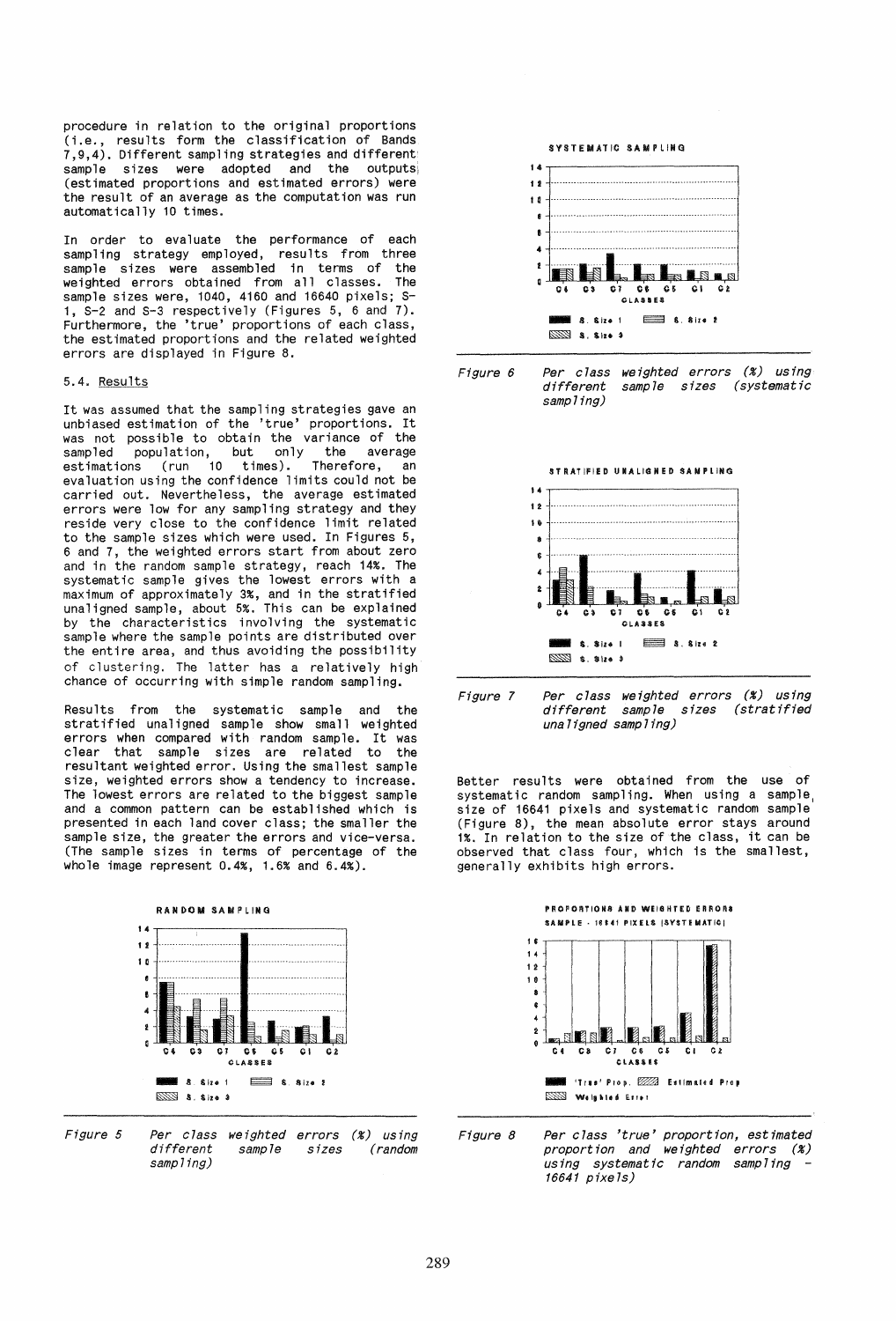procedure in relation to the original proportions (i.e., results form the classification of Bands 7,9,4). Different sampling strategies and different sample sizes were adopted and the outputs (estimated proportions and estimated errors) were the result of an average as the computation was run automatically 10 times.

In order to evaluate the performance of each sampling strategy employed, results from three sample sizes were assembled in terms of the weighted errors obtained from all classes. The sample sizes were, 1040, 4160 and 16640 pixels; S-1, S-2 and S-3 respectively (Figures 5, 6 and 7). Furthermore, the 'true' proportions of each class, the estimated proportions and the related weighted errors are displayed in Figure 8.

### 5.4. Results

It was assumed that the sampling strategies gave an unbiased estimation of the 'true' proportions. It was not possible to obtain the variance of the sampled population, but only the average estimations (run 10 times). Therefore, an evaluation using the confidence limits could not be carried out. Nevertheless, the average estimated errors were low for any sampling strategy and they reside very close to the confidence limit related to the sample sizes which were used. In Figures 5, 6 and 7, the weighted errors start from about zero and in the random sample strategy, reach 14%. The systematic sample gives the lowest errors with a maximum of approximately 3%, and in the stratified unaligned sample, about 5%. This can be explained by the characteristics involving the systematic sample where the sample points are distributed over the entire area, and thus avoiding the possibility of clustering. The latter has a relatively high chance of occurring with simple random sampling.

Results from the systematic sample and the stratified unaligned sample show small weighted errors when compared with random sample. It was clear that sample sizes are related to the resultant weighted error. Using the smallest sample size, weighted errors show a tendency to increase. The lowest errors are related to the biggest sample and a common pattern can be established which is presented in each land cover class; the smaller the sample size, the greater the errors and vice-versa. (The sample sizes in terms of percentage of the whole image represent 0.4%, 1.6% and 6.4%).

*Figure 5 Per class weighted errors (%) using different sample sizes (random sampling)*

*Figure 6 Per class weighted errors (%) using different sample sizes (systematic sampling)*

*Figure 7 Per class weighted errors (%) using different sample sizes (stratified unaligned sampling)*

Better results were obtained from the use of systematic random sampling. When using a sample size of 16641 pixels and systematic random sample (Figure 8), the mean absolute error stays around 1%. In relation to the size of the class, it can be observed that class four, which is the smallest, generally exhibits high errors.

*Figure 8 Per class 'true' proportion, estimated proportion and weighted errors (%) using systematic random sampling - 16641 pixels)*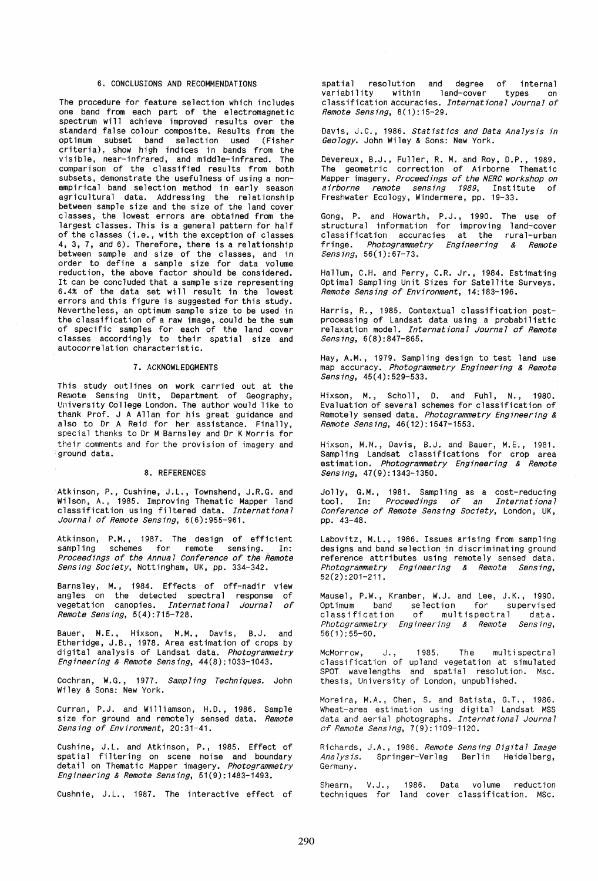## 6. CONCLUSIONS AND RECOMMENDATIONS

The procedure for feature selection which includes one band from each part of the electromagnetic spectrum will achieve improved results over the standard false colour composite. Results from the optimum subset band selection used (Fisher criteria), show high indices in bands from the visible, near-infrared, and middle-infrared. The comparison of the classified results from both subsets, demonstrate the usefulness of using a non-empirical band selection method in early season agricultural data. Addressing the relationship between sample size and the size of the land cover classes, the lowest errors are obtained from the largest classes. This is a general pattern for half of the classes (i.e., with the exception of classes 4, 3, 7, and 6). Therefore, there is a relationship between sample and size of the classes, and in order to define a sample size for data volume reduction, the above factor should be considered. It can be concluded that a sample size representing 6.4% of the data set will result in the lowest errors and this figure is suggested for this study. Nevertheless, an optimum sample size to be used in the classification of a raw image, could be the sum of specific samples for each of the land cover classes accordingly to their spatial size and autocorrelation characteristic.

## 7. ACKNOWLEDGMENTS

This study outlines on work carried out at the Remote Sensing Unit, Department of Geography, University College London. The author would like to thank Prof. J A Allan for his great guidance and also to Dr A Reid for her assistance. Finally, special thanks to Dr M Barnsley and Dr K Morris for their comments and for the provision of imagery and ground data.

## 8. REFERENCES

Atkinson, P., Cushine, J.L., Townshend, J.R.G. and Wilson, A., 1985. Improving Thematic Mapper land classification using filtered data. *International Journal of Remote Sensing*, 6(6):955-961.

Atkinson, P.M., 1987. The design of efficient sampling schemes for remote sensing. In: *Proceedings of the Annual Conference of the Remote Sensing Society*, Nottingham, UK, pp. 334-342.

Barnsley, M., 1984. Effects of off-nadir view angles on the detected spectral response of vegetation canopies. *International Journal of Remote Sensing*, 5(4):715-728.

Bauer, M.E., Hixson, M.M., Davis, B.J. and Etheridge, J.B., 1978. Area estimation of crops by digital analysis of Landsat data. *Photogrammetry Engineering & Remote Sensing*, 44(8):1033-1043.

Cochran, W.G., 1977. *Sampling Techniques*. John Wiley & Sons: New York.

Curran, P.J. and Williamson, H.D., 1986. Sample size for ground and remotely sensed data. *Remote Sensing of Environment*, 20:31-41.

Cushine, J.L. and Atkinson, P., 1985. Effect of spatial filtering on scene noise and boundary detail on Thematic Mapper imagery. *Photogrammetry Engineering & Remote Sensing*, 51(9):1483-1493.

Cushnie, J.L., 1987. The interactive effect of spatial resolution and degree of internal variability within land-cover types on classification accuracies. *International Journal of Remote Sensing*, 8(1):15-29.

Davis, J.C., 1986. *Statistics and Data Analysis in Geology*. John Wiley & Sons: New York.

Devereux, B.J., Fuller, R. M. and Roy, D.P., 1989. The geometric correction of Airborne Thematic Mapper imagery. *Proceedings of the NERC workshop on airborne remote sensing 1989*, Institute of Freshwater Ecology, Windermere, pp. 19-33.

Gong, P. and Howarth, P.J., 1990. The use of structural information for improving land-cover classification accuracies at the rural-urban fringe. *Photogrammetry Engineering & Remote Sensing*, 56(1):67-73.

Hallum, C.H. and Perry, C.R. Jr., 1984. Estimating Optimal Sampling Unit Sizes for Satellite Surveys. *Remote Sensing of Environment*, 14:183-196.

Harris, R., 1985. Contextual classification post-processing of Landsat data using a probabilistic relaxation model. *International Journal of Remote Sensing*, 6(8):847-865.

Hay, A.M., 1979. Sampling design to test land use map accuracy. *Photogrammetry Engineering & Remote Sensing*, 45(4):529-533.

Hixson, M., Scholl, D. and Fuhl, N., 1980. Evaluation of several schemes for classification of Remotely sensed data. *Photogrammetry Engineering & Remote Sensing*, 46(12):1547-1553.

Hixson, M.M., Davis, B.J. and Bauer, M.E., 1981. Sampling Landsat classifications for crop area estimation. *Photogrammetry Engineering & Remote Sensing*, 47(9):1343-1350.

Jolly, G.M., 1981. Sampling as a cost-reducing tool. In: *Proceedings of an International Conference of Remote Sensing Society*, London, UK, pp. 43-48.

Labovitz, M.L., 1986. Issues arising from sampling designs and band selection in discriminating ground reference attributes using remotely sensed data. *Photogrammetry Engineering & Remote Sensing*, 52(2):201-211.

Mausel, P.W., Kramber, W.J. and Lee, J.K., 1990. Optimum band selection for supervised classification of multispectral data. *Photogrammetry Engineering & Remote Sensing*, 56(1):55-60.

McMorrow, J., 1985. The multispectral classification of upland vegetation at simulated SPOT wavelengths and spatial resolution. Msc. thesis, University of London, unpublished.

Moreira, M.A., Chen, S. and Batista, G.T., 1986. Wheat-area estimation using digital Landsat MSS data and aerial photographs. *International Journal of Remote Sensing*, 7(9):1109-1120.

Richards, J.A., 1986. *Remote Sensing Digital Image Analysis*. Springer-Verlag Berlin Heidelberg, Germany.

Shearn, V.J., 1986. Data volume reduction techniques for land cover classification. MSc.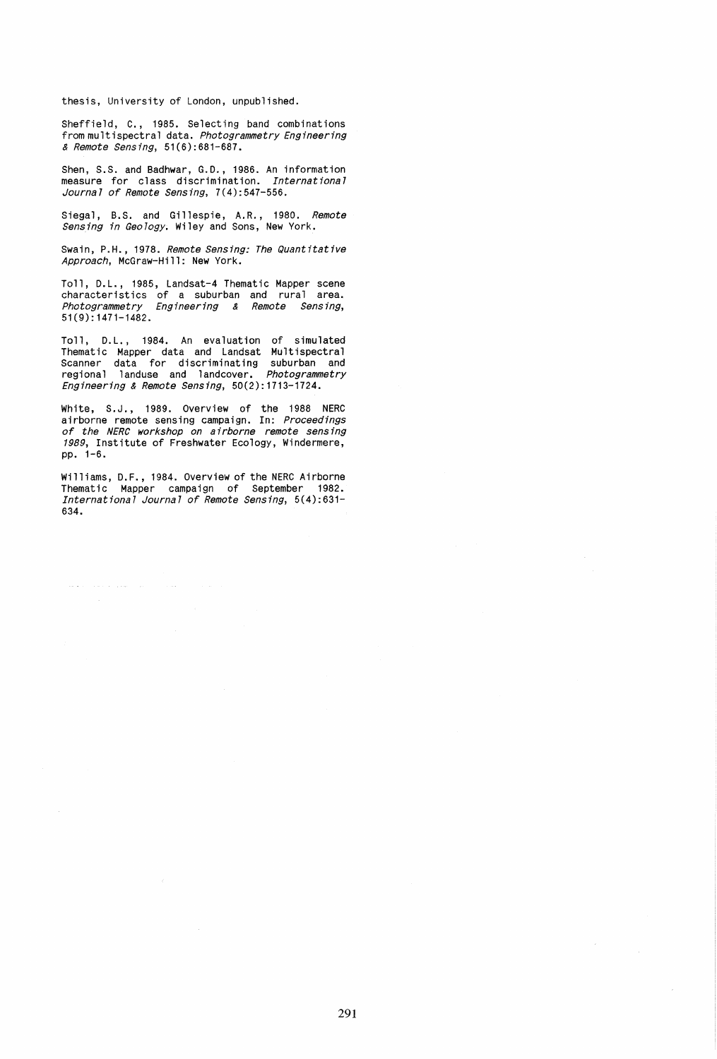thesis, University of London, unpublished.

Sheffield, C., 1985. Selecting band combinations from multispectral data. *Photogrammetry Engineering & Remote Sensing*, 51(6):681-687.

Shen, S.S. and Badhwar, G.D., 1986. An information measure for class discrimination. *International Journal of Remote Sensing*, 7(4):547-556.

Siegal, B.S. and Gillespie, A.R., 1980. *Remote Sensing in Geology.* Wiley and Sons, New York.

Swain, P.H., 1978. *Remote Sensing: The Quantitative Approach*, McGraw-Hill: New York.

Toll, D.L., 1985, Landsat-4 Thematic Mapper scene characteristics of a suburban and rural area. *Photogrammetry Engineering & Remote Sensing*, 51(9):1471-1482.

Toll, D.L., 1984. An evaluation of simulated Thematic Mapper data and Landsat Multispectral Scanner data for discriminating suburban and regional landuse and landcover. *Photogrammetry Engineering & Remote Sensing*, 50(2):1713-1724.

White, S.J., 1989. Overview of the 1988 NERC airborne remote sensing campaign. In: *Proceedings of the NERC workshop on airborne remote sensing 1989*, Institute of Freshwater Ecology, Windermere, pp. 1-6.

Williams, D.F., 1984. Overview of the NERC Airborne Thematic Mapper campaign of September 1982. *International Journal of Remote Sensing*, 5(4):631-634.